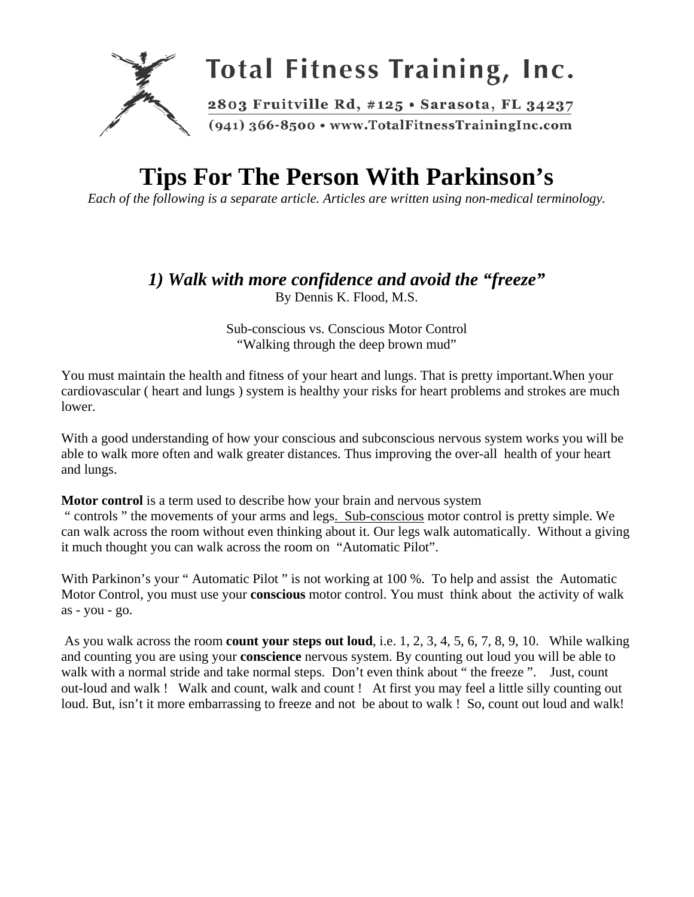Total Fitness Training, Inc.

2803 Fruitville Rd, #125 • Sarasota, FL 34237

(941) 366-8500 • www.TotalFitnessTrainingInc.com

# Tips For The Person With Parkinson's

*Each of the following is a separate article. Articles are written using non-medical terminology.*

## *1) Walk with more confidence and avoid the "freeze"*

By Dennis K. Flood, M.S.

Sub-conscious vs. Conscious Motor Control
"Walking through the deep brown mud"

You must maintain the health and fitness of your heart and lungs. That is pretty important.When your cardiovascular ( heart and lungs ) system is healthy your risks for heart problems and strokes are much lower.

With a good understanding of how your conscious and subconscious nervous system works you will be able to walk more often and walk greater distances. Thus improving the over-all health of your heart and lungs.

**Motor control** is a term used to describe how your brain and nervous system " controls " the movements of your arms and legs. Sub-conscious motor control is pretty simple. We can walk across the room without even thinking about it. Our legs walk automatically. Without a giving it much thought you can walk across the room on "Automatic Pilot".

With Parkinon's your " Automatic Pilot " is not working at 100 %. To help and assist the Automatic Motor Control, you must use your **conscious** motor control. You must think about the activity of walk as - you - go.

As you walk across the room **count your steps out loud**, i.e. 1, 2, 3, 4, 5, 6, 7, 8, 9, 10. While walking and counting you are using your **conscience** nervous system. By counting out loud you will be able to walk with a normal stride and take normal steps. Don't even think about " the freeze ". Just, count out-loud and walk ! Walk and count, walk and count ! At first you may feel a little silly counting out loud. But, isn't it more embarrassing to freeze and not be about to walk ! So, count out loud and walk!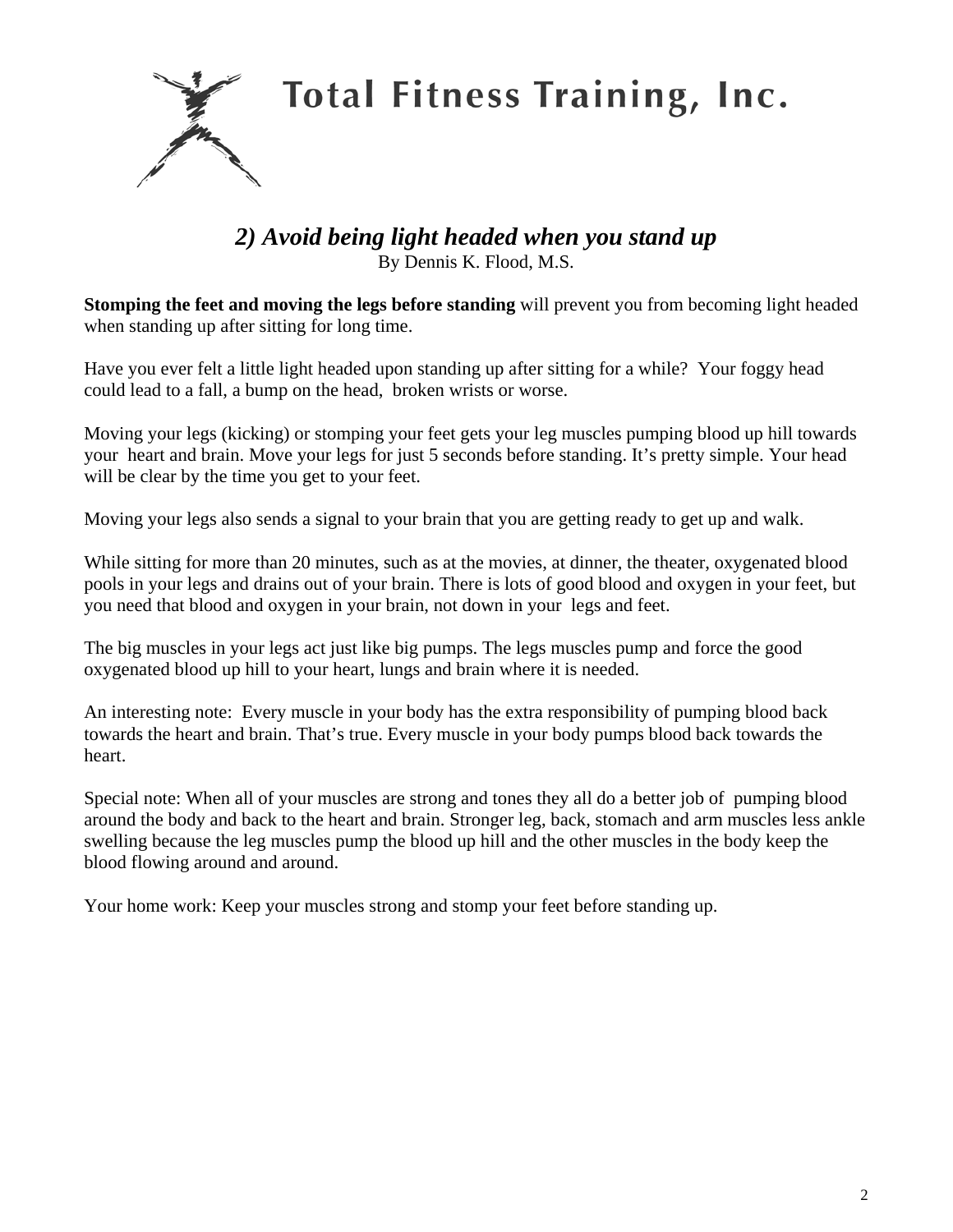# Total Fitness Training, Inc.

## *2) Avoid being light headed when you stand up*

By Dennis K. Flood, M.S.

**Stomping the feet and moving the legs before standing** will prevent you from becoming light headed when standing up after sitting for long time.

Have you ever felt a little light headed upon standing up after sitting for a while? Your foggy head could lead to a fall, a bump on the head, broken wrists or worse.

Moving your legs (kicking) or stomping your feet gets your leg muscles pumping blood up hill towards your heart and brain. Move your legs for just 5 seconds before standing. It's pretty simple. Your head will be clear by the time you get to your feet.

Moving your legs also sends a signal to your brain that you are getting ready to get up and walk.

While sitting for more than 20 minutes, such as at the movies, at dinner, the theater, oxygenated blood pools in your legs and drains out of your brain. There is lots of good blood and oxygen in your feet, but you need that blood and oxygen in your brain, not down in your legs and feet.

The big muscles in your legs act just like big pumps. The legs muscles pump and force the good oxygenated blood up hill to your heart, lungs and brain where it is needed.

An interesting note: Every muscle in your body has the extra responsibility of pumping blood back towards the heart and brain. That's true. Every muscle in your body pumps blood back towards the heart.

Special note: When all of your muscles are strong and tones they all do a better job of pumping blood around the body and back to the heart and brain. Stronger leg, back, stomach and arm muscles less ankle swelling because the leg muscles pump the blood up hill and the other muscles in the body keep the blood flowing around and around.

Your home work: Keep your muscles strong and stomp your feet before standing up.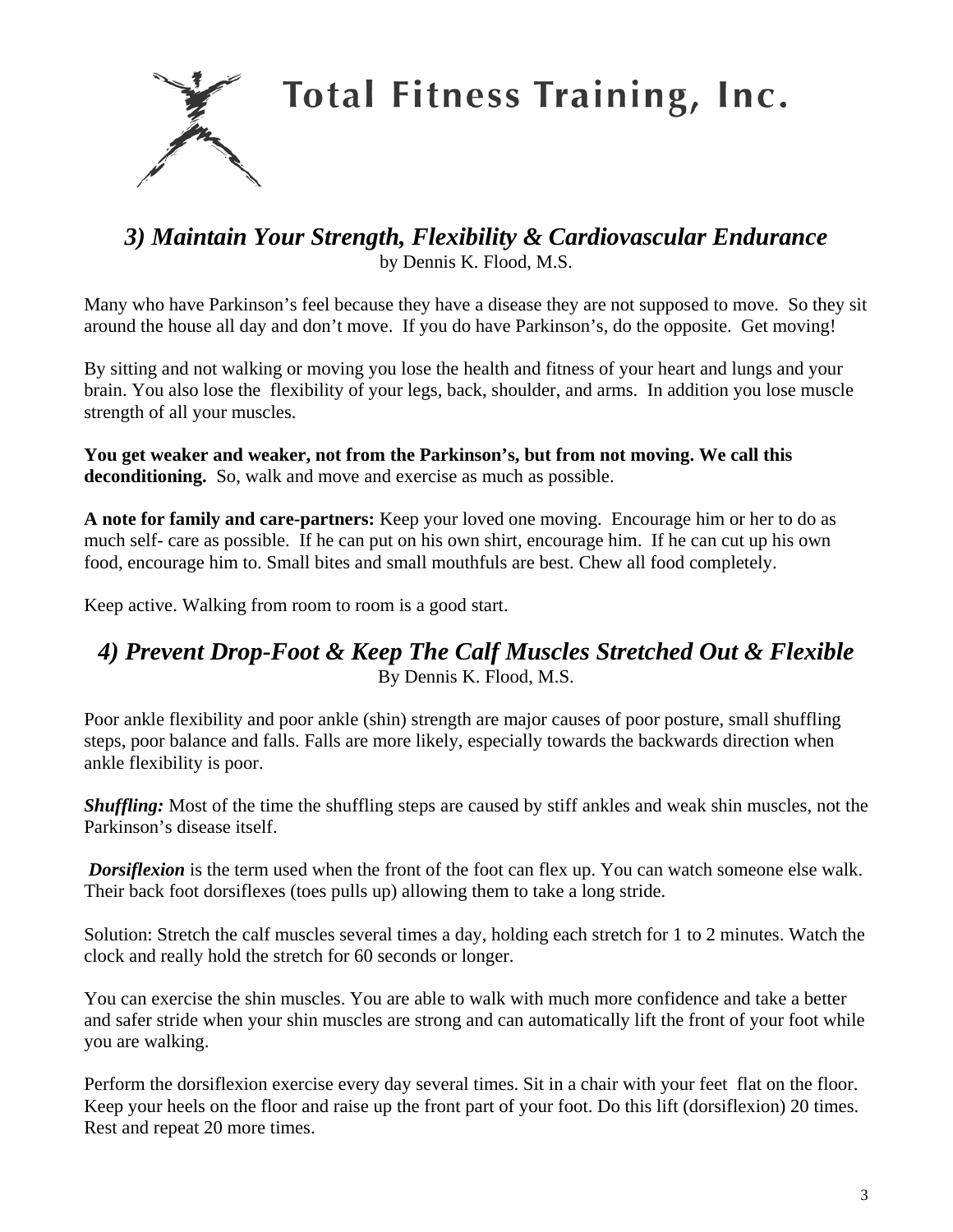# Total Fitness Training, Inc.

## *3) Maintain Your Strength, Flexibility & Cardiovascular Endurance*

by Dennis K. Flood, M.S.

Many who have Parkinson's feel because they have a disease they are not supposed to move. So they sit around the house all day and don't move. If you do have Parkinson's, do the opposite. Get moving!

By sitting and not walking or moving you lose the health and fitness of your heart and lungs and your brain. You also lose the flexibility of your legs, back, shoulder, and arms. In addition you lose muscle strength of all your muscles.

**You get weaker and weaker, not from the Parkinson's, but from not moving. We call this deconditioning.** So, walk and move and exercise as much as possible.

**A note for family and care-partners:** Keep your loved one moving. Encourage him or her to do as much self- care as possible. If he can put on his own shirt, encourage him. If he can cut up his own food, encourage him to. Small bites and small mouthfuls are best. Chew all food completely.

Keep active. Walking from room to room is a good start.

## *4) Prevent Drop-Foot & Keep The Calf Muscles Stretched Out & Flexible*

By Dennis K. Flood, M.S.

Poor ankle flexibility and poor ankle (shin) strength are major causes of poor posture, small shuffling steps, poor balance and falls. Falls are more likely, especially towards the backwards direction when ankle flexibility is poor.

***Shuffling:*** Most of the time the shuffling steps are caused by stiff ankles and weak shin muscles, not the Parkinson's disease itself.

***Dorsiflexion*** is the term used when the front of the foot can flex up. You can watch someone else walk. Their back foot dorsiflexes (toes pulls up) allowing them to take a long stride.

Solution: Stretch the calf muscles several times a day, holding each stretch for 1 to 2 minutes. Watch the clock and really hold the stretch for 60 seconds or longer.

You can exercise the shin muscles. You are able to walk with much more confidence and take a better and safer stride when your shin muscles are strong and can automatically lift the front of your foot while you are walking.

Perform the dorsiflexion exercise every day several times. Sit in a chair with your feet flat on the floor. Keep your heels on the floor and raise up the front part of your foot. Do this lift (dorsiflexion) 20 times. Rest and repeat 20 more times.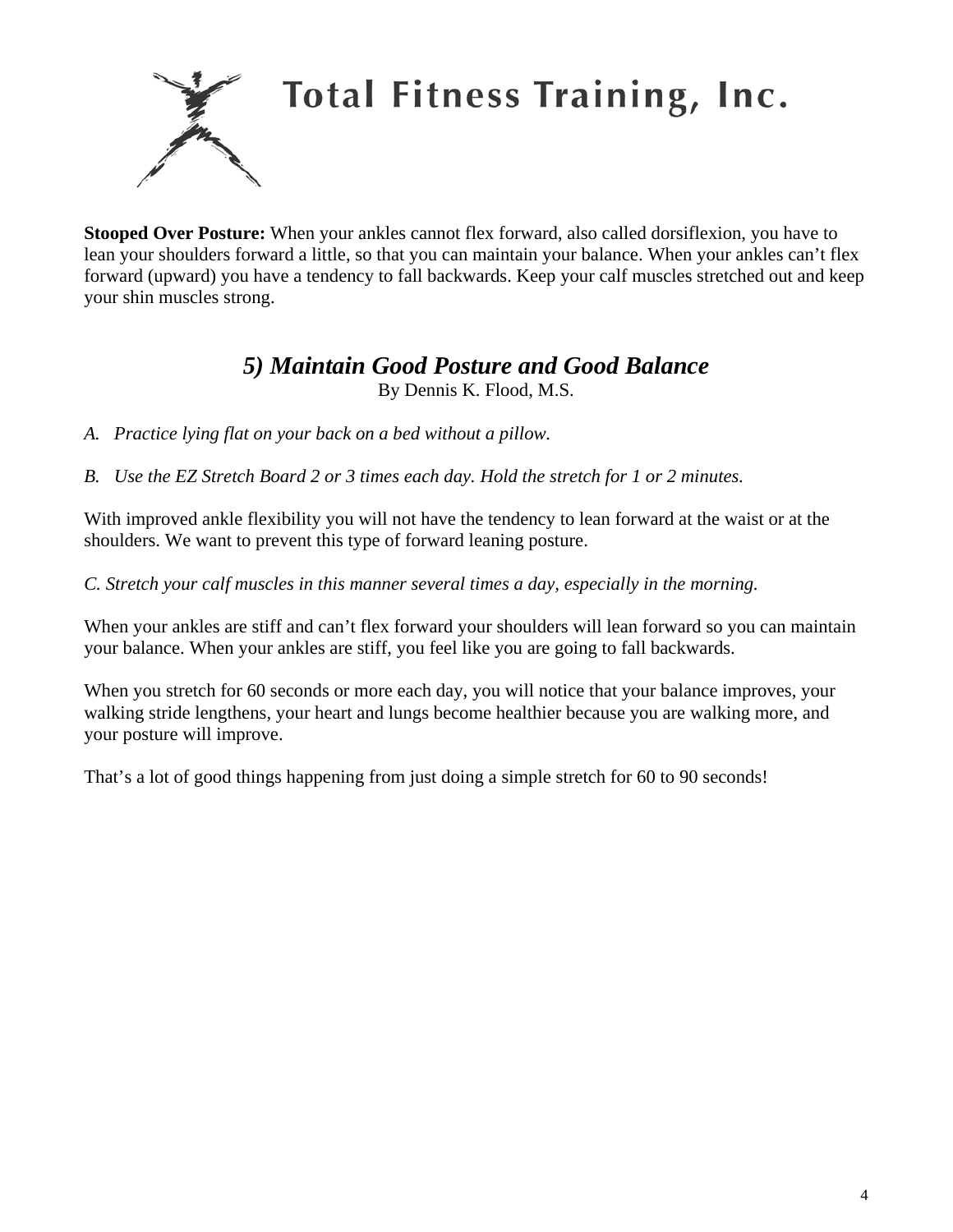# Total Fitness Training, Inc.

**Stooped Over Posture:** When your ankles cannot flex forward, also called dorsiflexion, you have to lean your shoulders forward a little, so that you can maintain your balance. When your ankles can't flex forward (upward) you have a tendency to fall backwards. Keep your calf muscles stretched out and keep your shin muscles strong.

## *5) Maintain Good Posture and Good Balance*

By Dennis K. Flood, M.S.

*A. Practice lying flat on your back on a bed without a pillow.*

*B. Use the EZ Stretch Board 2 or 3 times each day. Hold the stretch for 1 or 2 minutes.*

With improved ankle flexibility you will not have the tendency to lean forward at the waist or at the shoulders. We want to prevent this type of forward leaning posture.

*C. Stretch your calf muscles in this manner several times a day, especially in the morning.*

When your ankles are stiff and can't flex forward your shoulders will lean forward so you can maintain your balance. When your ankles are stiff, you feel like you are going to fall backwards.

When you stretch for 60 seconds or more each day, you will notice that your balance improves, your walking stride lengthens, your heart and lungs become healthier because you are walking more, and your posture will improve.

That's a lot of good things happening from just doing a simple stretch for 60 to 90 seconds!